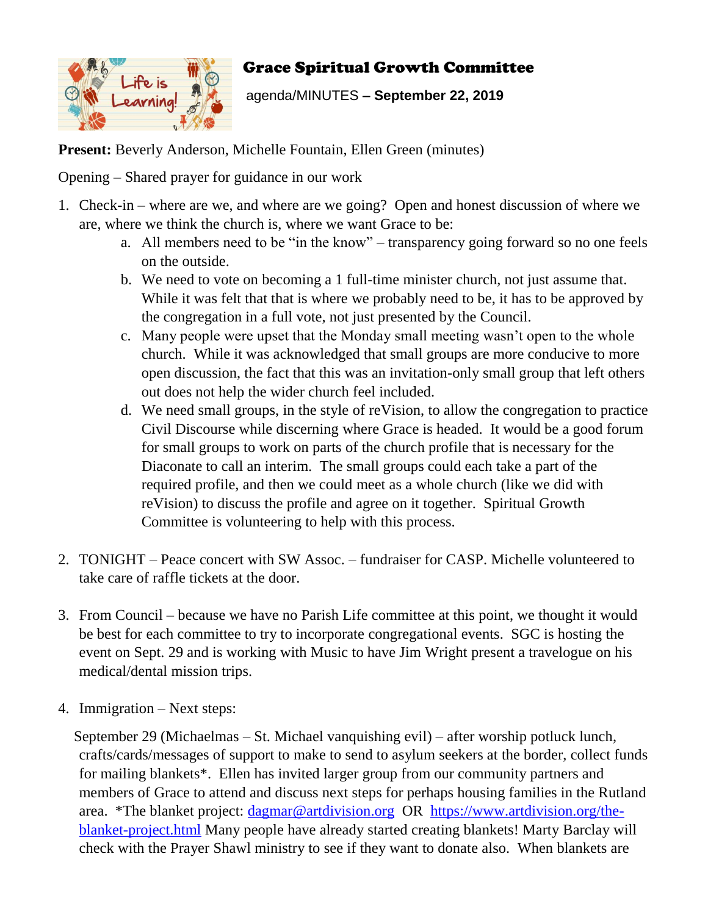# Grace Spiritual Growth Committee

agenda/MINUTES **– September 22, 2019**

**Present:** Beverly Anderson, Michelle Fountain, Ellen Green (minutes)

Opening – Shared prayer for guidance in our work

1. Check-in – where are we, and where are we going? Open and honest discussion of where we are, where we think the church is, where we want Grace to be:
   a. All members need to be "in the know" – transparency going forward so no one feels on the outside.
   b. We need to vote on becoming a 1 full-time minister church, not just assume that. While it was felt that that is where we probably need to be, it has to be approved by the congregation in a full vote, not just presented by the Council.
   c. Many people were upset that the Monday small meeting wasn't open to the whole church. While it was acknowledged that small groups are more conducive to more open discussion, the fact that this was an invitation-only small group that left others out does not help the wider church feel included.
   d. We need small groups, in the style of reVision, to allow the congregation to practice Civil Discourse while discerning where Grace is headed. It would be a good forum for small groups to work on parts of the church profile that is necessary for the Diaconate to call an interim. The small groups could each take a part of the required profile, and then we could meet as a whole church (like we did with reVision) to discuss the profile and agree on it together. Spiritual Growth Committee is volunteering to help with this process.

2. TONIGHT – Peace concert with SW Assoc. – fundraiser for CASP. Michelle volunteered to take care of raffle tickets at the door.

3. From Council – because we have no Parish Life committee at this point, we thought it would be best for each committee to try to incorporate congregational events. SGC is hosting the event on Sept. 29 and is working with Music to have Jim Wright present a travelogue on his medical/dental mission trips.

4. Immigration – Next steps:

   September 29 (Michaelmas – St. Michael vanquishing evil) – after worship potluck lunch, crafts/cards/messages of support to make to send to asylum seekers at the border, collect funds for mailing blankets*. Ellen has invited larger group from our community partners and members of Grace to attend and discuss next steps for perhaps housing families in the Rutland area. *The blanket project: [dagmar@artdivision.org](mailto:dagmar@artdivision.org) OR [https://www.artdivision.org/the-blanket-project.html](https://www.artdivision.org/the-blanket-project.html) Many people have already started creating blankets! Marty Barclay will check with the Prayer Shawl ministry to see if they want to donate also. When blankets are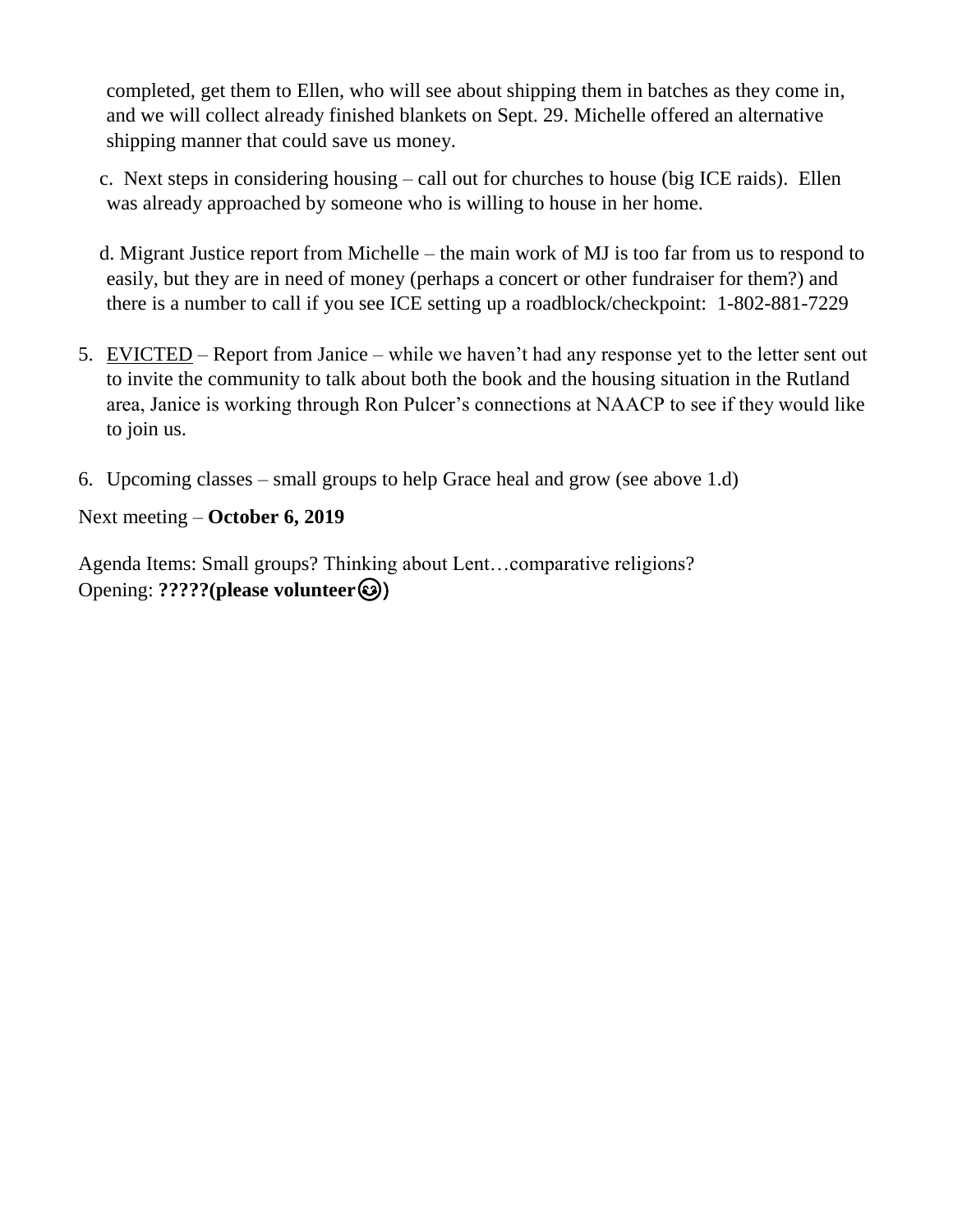completed, get them to Ellen, who will see about shipping them in batches as they come in, and we will collect already finished blankets on Sept. 29. Michelle offered an alternative shipping manner that could save us money.

c. Next steps in considering housing – call out for churches to house (big ICE raids). Ellen was already approached by someone who is willing to house in her home.

d. Migrant Justice report from Michelle – the main work of MJ is too far from us to respond to easily, but they are in need of money (perhaps a concert or other fundraiser for them?) and there is a number to call if you see ICE setting up a roadblock/checkpoint: 1-802-881-7229

5. <u>EVICTED</u> – Report from Janice – while we haven't had any response yet to the letter sent out to invite the community to talk about both the book and the housing situation in the Rutland area, Janice is working through Ron Pulcer's connections at NAACP to see if they would like to join us.

6. Upcoming classes – small groups to help Grace heal and grow (see above 1.d)

Next meeting – **October 6, 2019**

Agenda Items: Small groups? Thinking about Lent…comparative religions?
Opening: **?????(please volunteer😉)**